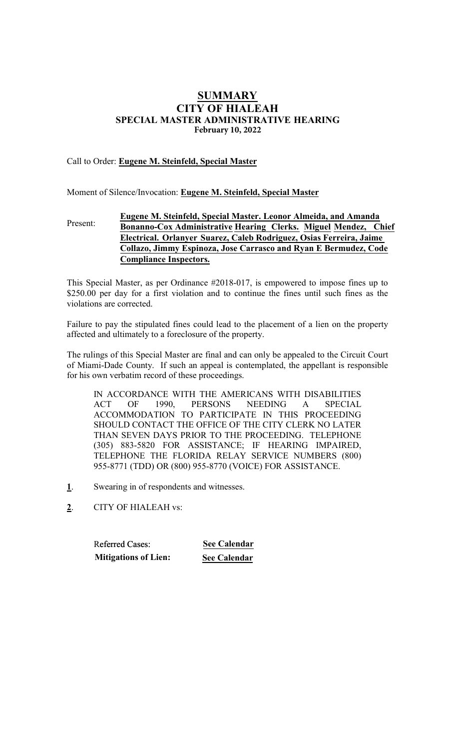# SUMMARY
# CITY OF HIALEAH
## SPECIAL MASTER ADMINISTRATIVE HEARING
### February 10, 2022

Call to Order: **Eugene M. Steinfeld, Special Master**

Moment of Silence/Invocation: **Eugene M. Steinfeld, Special Master**

Present: **Eugene M. Steinfeld, Special Master. Leonor Almeida, and Amanda Bonanno-Cox Administrative Hearing Clerks. Miguel Mendez, Chief Electrical. Orlanyer Suarez, Caleb Rodriguez, Osias Ferreira, Jaime Collazo, Jimmy Espinoza, Jose Carrasco and Ryan E Bermudez, Code Compliance Inspectors.**

This Special Master, as per Ordinance #2018-017, is empowered to impose fines up to $250.00 per day for a first violation and to continue the fines until such fines as the violations are corrected.

Failure to pay the stipulated fines could lead to the placement of a lien on the property affected and ultimately to a foreclosure of the property.

The rulings of this Special Master are final and can only be appealed to the Circuit Court of Miami-Dade County. If such an appeal is contemplated, the appellant is responsible for his own verbatim record of these proceedings.

> IN ACCORDANCE WITH THE AMERICANS WITH DISABILITIES ACT OF 1990, PERSONS NEEDING A SPECIAL ACCOMMODATION TO PARTICIPATE IN THIS PROCEEDING SHOULD CONTACT THE OFFICE OF THE CITY CLERK NO LATER THAN SEVEN DAYS PRIOR TO THE PROCEEDING. TELEPHONE (305) 883-5820 FOR ASSISTANCE; IF HEARING IMPAIRED, TELEPHONE THE FLORIDA RELAY SERVICE NUMBERS (800) 955-8771 (TDD) OR (800) 955-8770 (VOICE) FOR ASSISTANCE.

**1**. Swearing in of respondents and witnesses.

**2**. CITY OF HIALEAH vs:

| | |
|---|---|
| Referred Cases: | **See Calendar** |
| **Mitigations of Lien:** | **See Calendar** |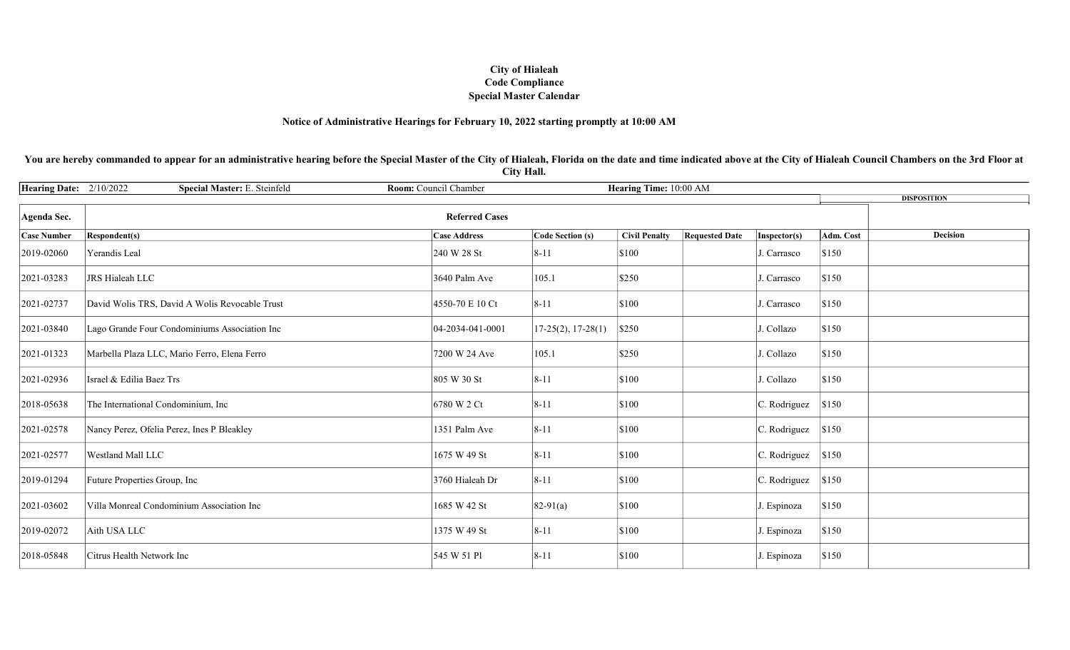**City of Hialeah**
**Code Compliance**
**Special Master Calendar**

**Notice of Administrative Hearings for February 10, 2022 starting promptly at 10:00 AM**

**You are hereby commanded to appear for an administrative hearing before the Special Master of the City of Hialeah, Florida on the date and time indicated above at the City of Hialeah Council Chambers on the 3rd Floor at City Hall.**

**Hearing Date:** 2/10/2022 **Special Master:** E. Steinfeld **Room:** Council Chamber **Hearing Time:** 10:00 AM

| Agenda Sec. | Referred Cases | | | | | | | DISPOSITION |
|---|---|---|---|---|---|---|---|---|
| **Case Number** | **Respondent(s)** | **Case Address** | **Code Section (s)** | **Civil Penalty** | **Requested Date** | **Inspector(s)** | **Adm. Cost** | **Decision** |
| 2019-02060 | Yerandis Leal | 240 W 28 St | 8-11 | $100 | | J. Carrasco | $150 | |
| 2021-03283 | JRS Hialeah LLC | 3640 Palm Ave | 105.1 | $250 | | J. Carrasco | $150 | |
| 2021-02737 | David Wolis TRS, David A Wolis Revocable Trust | 4550-70 E 10 Ct | 8-11 | $100 | | J. Carrasco | $150 | |
| 2021-03840 | Lago Grande Four Condominiums Association Inc | 04-2034-041-0001 | 17-25(2), 17-28(1) | $250 | | J. Collazo | $150 | |
| 2021-01323 | Marbella Plaza LLC, Mario Ferro, Elena Ferro | 7200 W 24 Ave | 105.1 | $250 | | J. Collazo | $150 | |
| 2021-02936 | Israel & Edilia Baez Trs | 805 W 30 St | 8-11 | $100 | | J. Collazo | $150 | |
| 2018-05638 | The International Condominium, Inc | 6780 W 2 Ct | 8-11 | $100 | | C. Rodriguez | $150 | |
| 2021-02578 | Nancy Perez, Ofelia Perez, Ines P Bleakley | 1351 Palm Ave | 8-11 | $100 | | C. Rodriguez | $150 | |
| 2021-02577 | Westland Mall LLC | 1675 W 49 St | 8-11 | $100 | | C. Rodriguez | $150 | |
| 2019-01294 | Future Properties Group, Inc | 3760 Hialeah Dr | 8-11 | $100 | | C. Rodriguez | $150 | |
| 2021-03602 | Villa Monreal Condominium Association Inc | 1685 W 42 St | 82-91(a) | $100 | | J. Espinoza | $150 | |
| 2019-02072 | Aith USA LLC | 1375 W 49 St | 8-11 | $100 | | J. Espinoza | $150 | |
| 2018-05848 | Citrus Health Network Inc | 545 W 51 Pl | 8-11 | $100 | | J. Espinoza | $150 | |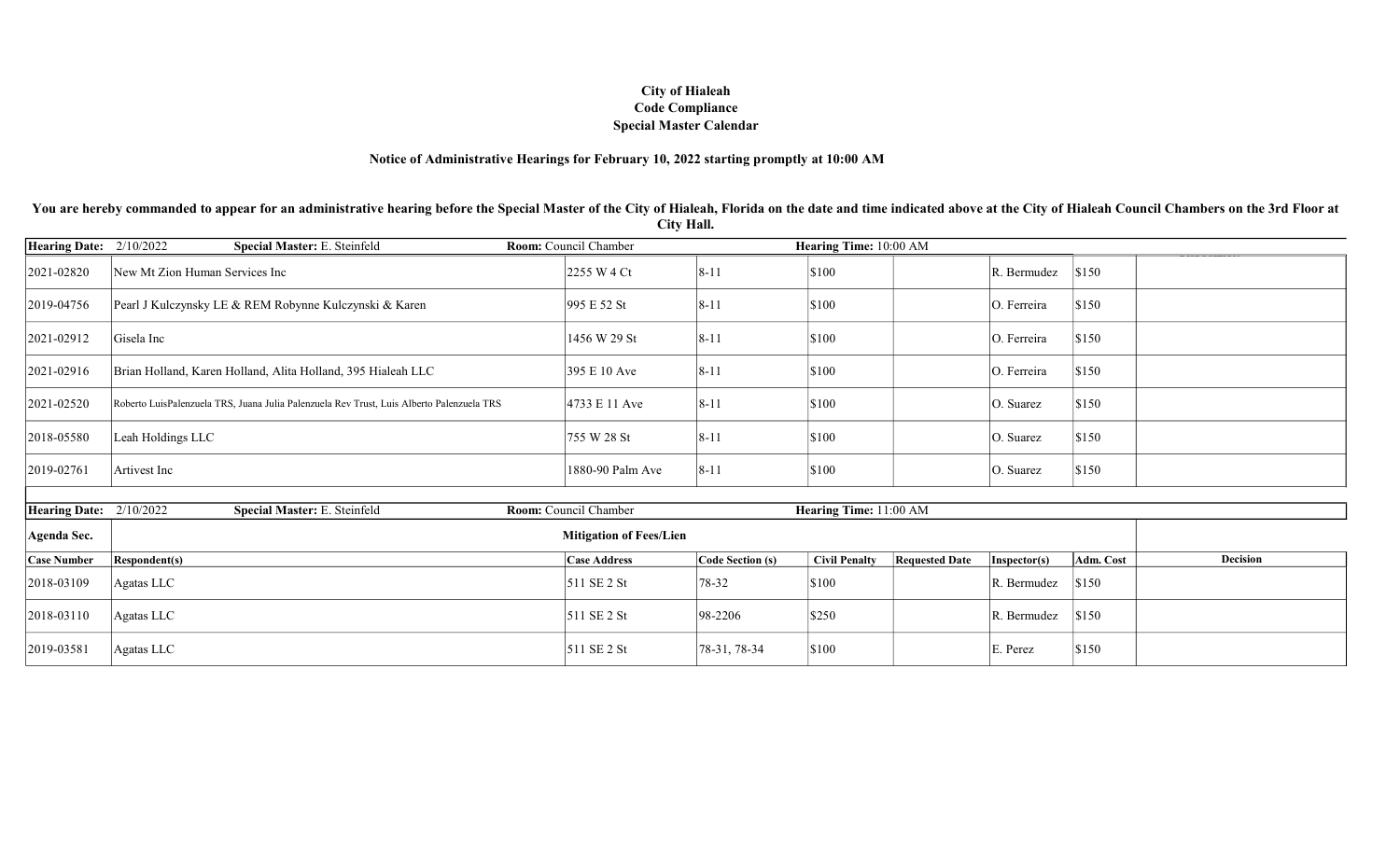**City of Hialeah**
**Code Compliance**
**Special Master Calendar**

**Notice of Administrative Hearings for February 10, 2022 starting promptly at 10:00 AM**

**You are hereby commanded to appear for an administrative hearing before the Special Master of the City of Hialeah, Florida on the date and time indicated above at the City of Hialeah Council Chambers on the 3rd Floor at City Hall.**

**Hearing Date:** 2/10/2022 **Special Master:** E. Steinfeld **Room:** Council Chamber **Hearing Time:** 10:00 AM

| | | | | | | | | |
|---|---|---|---|---|---|---|---|---|
| 2021-02820 | New Mt Zion Human Services Inc | 2255 W 4 Ct | 8-11 | $100 | | R. Bermudez | $150 | |
| 2019-04756 | Pearl J Kulczynsky LE & REM Robynne Kulczynski & Karen | 995 E 52 St | 8-11 | $100 | | O. Ferreira | $150 | |
| 2021-02912 | Gisela Inc | 1456 W 29 St | 8-11 | $100 | | O. Ferreira | $150 | |
| 2021-02916 | Brian Holland, Karen Holland, Alita Holland, 395 Hialeah LLC | 395 E 10 Ave | 8-11 | $100 | | O. Ferreira | $150 | |
| 2021-02520 | Roberto LuisPalenzuela TRS, Juana Julia Palenzuela Rev Trust, Luis Alberto Palenzuela TRS | 4733 E 11 Ave | 8-11 | $100 | | O. Suarez | $150 | |
| 2018-05580 | Leah Holdings LLC | 755 W 28 St | 8-11 | $100 | | O. Suarez | $150 | |
| 2019-02761 | Artivest Inc | 1880-90 Palm Ave | 8-11 | $100 | | O. Suarez | $150 | |

**Hearing Date:** 2/10/2022 **Special Master:** E. Steinfeld **Room:** Council Chamber **Hearing Time:** 11:00 AM

**Agenda Sec.** — **Mitigation of Fees/Lien**

| Case Number | Respondent(s) | Case Address | Code Section (s) | Civil Penalty | Requested Date | Inspector(s) | Adm. Cost | Decision |
|---|---|---|---|---|---|---|---|---|
| 2018-03109 | Agatas LLC | 511 SE 2 St | 78-32 | $100 | | R. Bermudez | $150 | |
| 2018-03110 | Agatas LLC | 511 SE 2 St | 98-2206 | $250 | | R. Bermudez | $150 | |
| 2019-03581 | Agatas LLC | 511 SE 2 St | 78-31, 78-34 | $100 | | E. Perez | $150 | |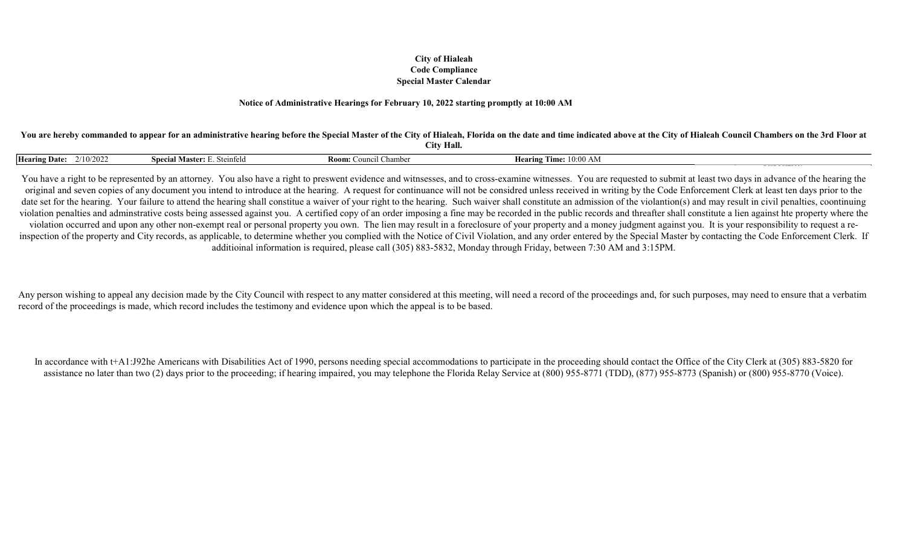**City of Hialeah**
**Code Compliance**
**Special Master Calendar**

**Notice of Administrative Hearings for February 10, 2022 starting promptly at 10:00 AM**

**You are hereby commanded to appear for an administrative hearing before the Special Master of the City of Hialeah, Florida on the date and time indicated above at the City of Hialeah Council Chambers on the 3rd Floor at City Hall.**

| | | | |
|---|---|---|---|
| **Hearing Date:** 2/10/2022 | **Special Master:** E. Steinfeld | **Room:** Council Chamber | **Hearing Time:** 10:00 AM |

You have a right to be represented by an attorney. You also have a right to preswent evidence and witnsesses, and to cross-examine witnesses. You are requested to submit at least two days in advance of the hearing the original and seven copies of any document you intend to introduce at the hearing. A request for continuance will not be considred unless received in writing by the Code Enforcement Clerk at least ten days prior to the date set for the hearing. Your failure to attend the hearing shall constitue a waiver of your right to the hearing. Such waiver shall constitute an admission of the violantion(s) and may result in civil penalties, coontinuing violation penalties and adminstrative costs being assessed against you. A certified copy of an order imposing a fine may be recorded in the public records and threafter shall constitute a lien against hte property where the violation occurred and upon any other non-exempt real or personal property you own. The lien may result in a foreclosure of your property and a money judgment against you. It is your responsibility to request a re-inspection of the property and City records, as applicable, to determine whether you complied with the Notice of Civil Violation, and any order entered by the Special Master by contacting the Code Enforcement Clerk. If additioinal information is required, please call (305) 883-5832, Monday through Friday, between 7:30 AM and 3:15PM.

Any person wishing to appeal any decision made by the City Council with respect to any matter considered at this meeting, will need a record of the proceedings and, for such purposes, may need to ensure that a verbatim record of the proceedings is made, which record includes the testimony and evidence upon which the appeal is to be based.

In accordance with t+A1:J92he Americans with Disabilities Act of 1990, persons needing special accommodations to participate in the proceeding should contact the Office of the City Clerk at (305) 883-5820 for assistance no later than two (2) days prior to the proceeding; if hearing impaired, you may telephone the Florida Relay Service at (800) 955-8771 (TDD), (877) 955-8773 (Spanish) or (800) 955-8770 (Voice).